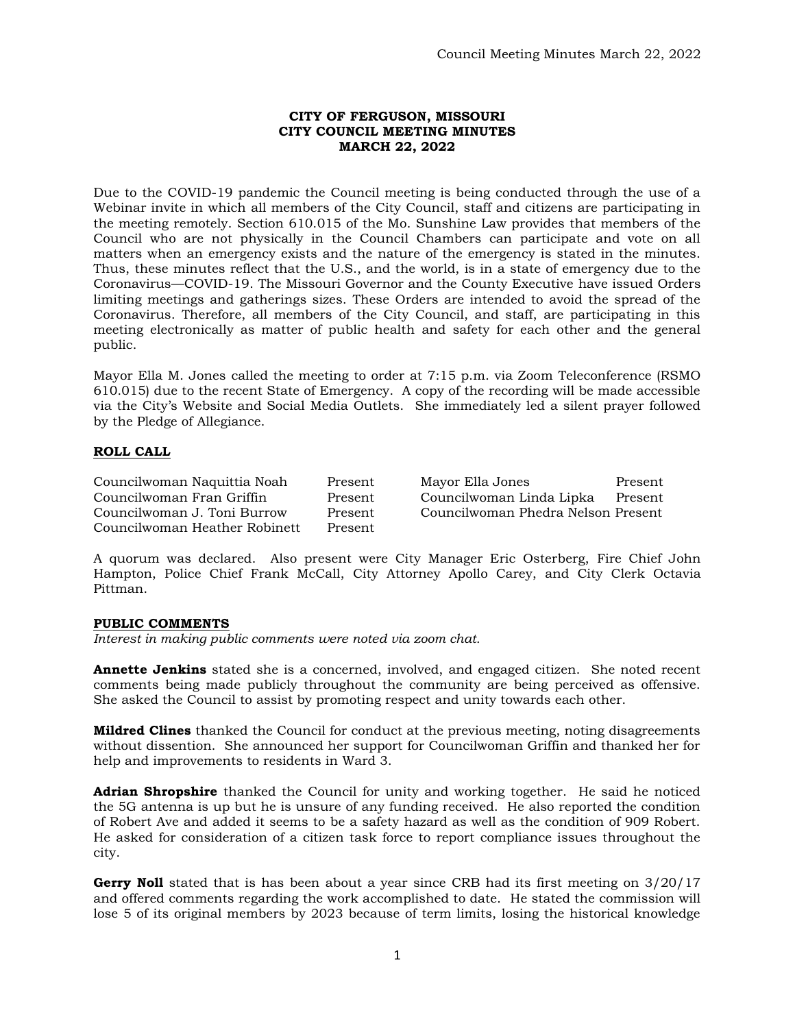# CITY OF FERGUSON, MISSOURI
## CITY COUNCIL MEETING MINUTES
## MARCH 22, 2022

Due to the COVID-19 pandemic the Council meeting is being conducted through the use of a Webinar invite in which all members of the City Council, staff and citizens are participating in the meeting remotely. Section 610.015 of the Mo. Sunshine Law provides that members of the Council who are not physically in the Council Chambers can participate and vote on all matters when an emergency exists and the nature of the emergency is stated in the minutes. Thus, these minutes reflect that the U.S., and the world, is in a state of emergency due to the Coronavirus—COVID-19. The Missouri Governor and the County Executive have issued Orders limiting meetings and gatherings sizes. These Orders are intended to avoid the spread of the Coronavirus. Therefore, all members of the City Council, and staff, are participating in this meeting electronically as matter of public health and safety for each other and the general public.

Mayor Ella M. Jones called the meeting to order at 7:15 p.m. via Zoom Teleconference (RSMO 610.015) due to the recent State of Emergency. A copy of the recording will be made accessible via the City's Website and Social Media Outlets. She immediately led a silent prayer followed by the Pledge of Allegiance.

**ROLL CALL**

| | | | |
|---|---|---|---|
| Councilwoman Naquittia Noah | Present | Mayor Ella Jones | Present |
| Councilwoman Fran Griffin | Present | Councilwoman Linda Lipka | Present |
| Councilwoman J. Toni Burrow | Present | Councilwoman Phedra Nelson | Present |
| Councilwoman Heather Robinett | Present | | |

A quorum was declared. Also present were City Manager Eric Osterberg, Fire Chief John Hampton, Police Chief Frank McCall, City Attorney Apollo Carey, and City Clerk Octavia Pittman.

**PUBLIC COMMENTS**

*Interest in making public comments were noted via zoom chat.*

**Annette Jenkins** stated she is a concerned, involved, and engaged citizen. She noted recent comments being made publicly throughout the community are being perceived as offensive. She asked the Council to assist by promoting respect and unity towards each other.

**Mildred Clines** thanked the Council for conduct at the previous meeting, noting disagreements without dissention. She announced her support for Councilwoman Griffin and thanked her for help and improvements to residents in Ward 3.

**Adrian Shropshire** thanked the Council for unity and working together. He said he noticed the 5G antenna is up but he is unsure of any funding received. He also reported the condition of Robert Ave and added it seems to be a safety hazard as well as the condition of 909 Robert. He asked for consideration of a citizen task force to report compliance issues throughout the city.

**Gerry Noll** stated that is has been about a year since CRB had its first meeting on 3/20/17 and offered comments regarding the work accomplished to date. He stated the commission will lose 5 of its original members by 2023 because of term limits, losing the historical knowledge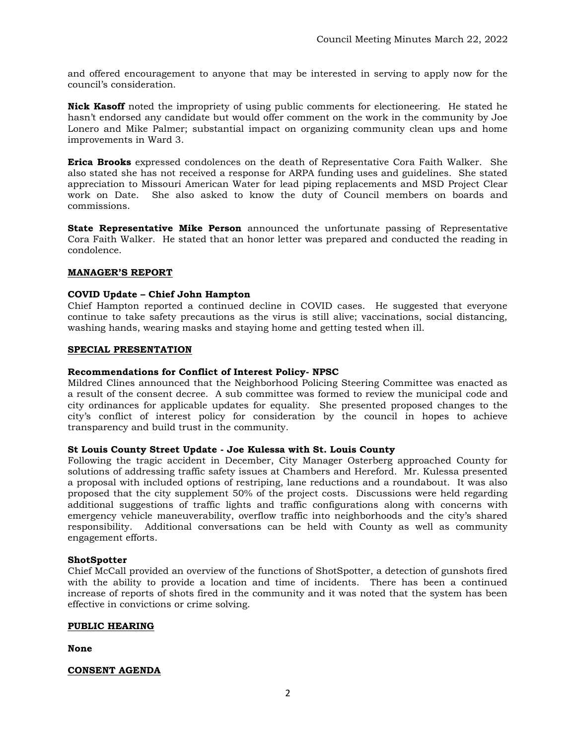and offered encouragement to anyone that may be interested in serving to apply now for the council's consideration.

**Nick Kasoff** noted the impropriety of using public comments for electioneering. He stated he hasn't endorsed any candidate but would offer comment on the work in the community by Joe Lonero and Mike Palmer; substantial impact on organizing community clean ups and home improvements in Ward 3.

**Erica Brooks** expressed condolences on the death of Representative Cora Faith Walker. She also stated she has not received a response for ARPA funding uses and guidelines. She stated appreciation to Missouri American Water for lead piping replacements and MSD Project Clear work on Date. She also asked to know the duty of Council members on boards and commissions.

**State Representative Mike Person** announced the unfortunate passing of Representative Cora Faith Walker. He stated that an honor letter was prepared and conducted the reading in condolence.

## MANAGER'S REPORT

### COVID Update – Chief John Hampton

Chief Hampton reported a continued decline in COVID cases. He suggested that everyone continue to take safety precautions as the virus is still alive; vaccinations, social distancing, washing hands, wearing masks and staying home and getting tested when ill.

## SPECIAL PRESENTATION

### Recommendations for Conflict of Interest Policy- NPSC

Mildred Clines announced that the Neighborhood Policing Steering Committee was enacted as a result of the consent decree. A sub committee was formed to review the municipal code and city ordinances for applicable updates for equality. She presented proposed changes to the city's conflict of interest policy for consideration by the council in hopes to achieve transparency and build trust in the community.

### St Louis County Street Update - Joe Kulessa with St. Louis County

Following the tragic accident in December, City Manager Osterberg approached County for solutions of addressing traffic safety issues at Chambers and Hereford. Mr. Kulessa presented a proposal with included options of restriping, lane reductions and a roundabout. It was also proposed that the city supplement 50% of the project costs. Discussions were held regarding additional suggestions of traffic lights and traffic configurations along with concerns with emergency vehicle maneuverability, overflow traffic into neighborhoods and the city's shared responsibility. Additional conversations can be held with County as well as community engagement efforts.

### ShotSpotter

Chief McCall provided an overview of the functions of ShotSpotter, a detection of gunshots fired with the ability to provide a location and time of incidents. There has been a continued increase of reports of shots fired in the community and it was noted that the system has been effective in convictions or crime solving.

## PUBLIC HEARING

**None**

## CONSENT AGENDA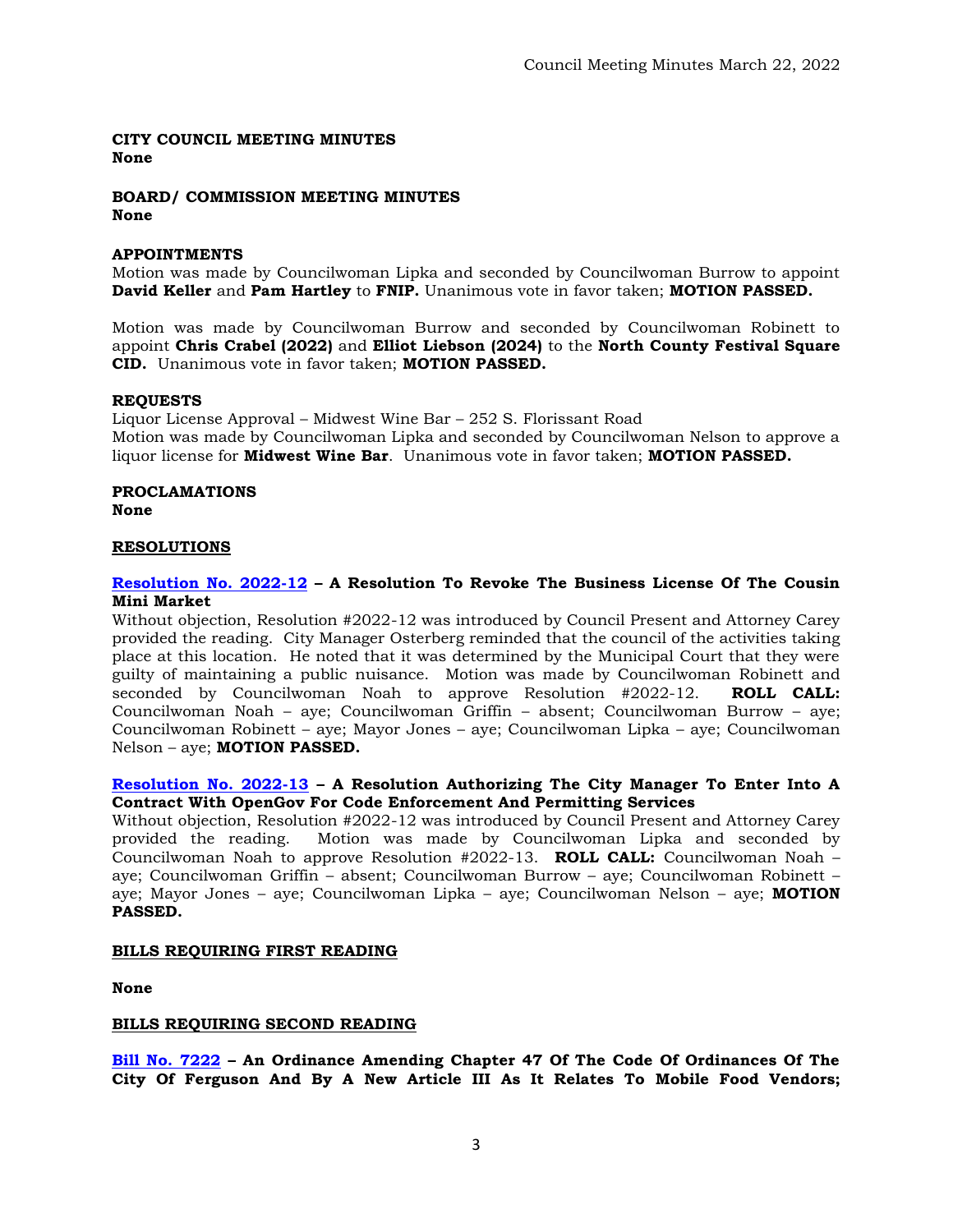**CITY COUNCIL MEETING MINUTES**
**None**

**BOARD/ COMMISSION MEETING MINUTES**
**None**

**APPOINTMENTS**
Motion was made by Councilwoman Lipka and seconded by Councilwoman Burrow to appoint **David Keller** and **Pam Hartley** to **FNIP.** Unanimous vote in favor taken; **MOTION PASSED.**

Motion was made by Councilwoman Burrow and seconded by Councilwoman Robinett to appoint **Chris Crabel (2022)** and **Elliot Liebson (2024)** to the **North County Festival Square CID.** Unanimous vote in favor taken; **MOTION PASSED.**

**REQUESTS**
Liquor License Approval – Midwest Wine Bar – 252 S. Florissant Road
Motion was made by Councilwoman Lipka and seconded by Councilwoman Nelson to approve a liquor license for **Midwest Wine Bar**. Unanimous vote in favor taken; **MOTION PASSED.**

**PROCLAMATIONS**
**None**

**RESOLUTIONS**

**Resolution No. 2022-12 – A Resolution To Revoke The Business License Of The Cousin Mini Market**
Without objection, Resolution #2022-12 was introduced by Council Present and Attorney Carey provided the reading. City Manager Osterberg reminded that the council of the activities taking place at this location. He noted that it was determined by the Municipal Court that they were guilty of maintaining a public nuisance. Motion was made by Councilwoman Robinett and seconded by Councilwoman Noah to approve Resolution #2022-12. **ROLL CALL:** Councilwoman Noah – aye; Councilwoman Griffin – absent; Councilwoman Burrow – aye; Councilwoman Robinett – aye; Mayor Jones – aye; Councilwoman Lipka – aye; Councilwoman Nelson – aye; **MOTION PASSED.**

**Resolution No. 2022-13 – A Resolution Authorizing The City Manager To Enter Into A Contract With OpenGov For Code Enforcement And Permitting Services**
Without objection, Resolution #2022-12 was introduced by Council Present and Attorney Carey provided the reading. Motion was made by Councilwoman Lipka and seconded by Councilwoman Noah to approve Resolution #2022-13. **ROLL CALL:** Councilwoman Noah – aye; Councilwoman Griffin – absent; Councilwoman Burrow – aye; Councilwoman Robinett – aye; Mayor Jones – aye; Councilwoman Lipka – aye; Councilwoman Nelson – aye; **MOTION PASSED.**

**BILLS REQUIRING FIRST READING**

**None**

**BILLS REQUIRING SECOND READING**

**Bill No. 7222 – An Ordinance Amending Chapter 47 Of The Code Of Ordinances Of The City Of Ferguson And By A New Article III As It Relates To Mobile Food Vendors;**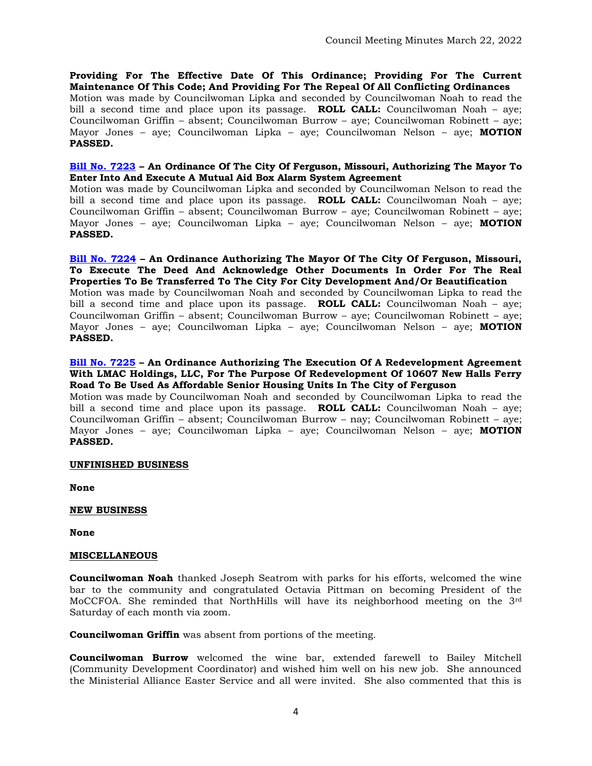**Providing For The Effective Date Of This Ordinance; Providing For The Current Maintenance Of This Code; And Providing For The Repeal Of All Conflicting Ordinances**
Motion was made by Councilwoman Lipka and seconded by Councilwoman Noah to read the bill a second time and place upon its passage. **ROLL CALL:** Councilwoman Noah – aye; Councilwoman Griffin – absent; Councilwoman Burrow – aye; Councilwoman Robinett – aye; Mayor Jones – aye; Councilwoman Lipka – aye; Councilwoman Nelson – aye; **MOTION PASSED.**

**Bill No. 7223 – An Ordinance Of The City Of Ferguson, Missouri, Authorizing The Mayor To Enter Into And Execute A Mutual Aid Box Alarm System Agreement**
Motion was made by Councilwoman Lipka and seconded by Councilwoman Nelson to read the bill a second time and place upon its passage. **ROLL CALL:** Councilwoman Noah – aye; Councilwoman Griffin – absent; Councilwoman Burrow – aye; Councilwoman Robinett – aye; Mayor Jones – aye; Councilwoman Lipka – aye; Councilwoman Nelson – aye; **MOTION PASSED.**

**Bill No. 7224 – An Ordinance Authorizing The Mayor Of The City Of Ferguson, Missouri, To Execute The Deed And Acknowledge Other Documents In Order For The Real Properties To Be Transferred To The City For City Development And/Or Beautification**
Motion was made by Councilwoman Noah and seconded by Councilwoman Lipka to read the bill a second time and place upon its passage. **ROLL CALL:** Councilwoman Noah – aye; Councilwoman Griffin – absent; Councilwoman Burrow – aye; Councilwoman Robinett – aye; Mayor Jones – aye; Councilwoman Lipka – aye; Councilwoman Nelson – aye; **MOTION PASSED.**

**Bill No. 7225 – An Ordinance Authorizing The Execution Of A Redevelopment Agreement With LMAC Holdings, LLC, For The Purpose Of Redevelopment Of 10607 New Halls Ferry Road To Be Used As Affordable Senior Housing Units In The City of Ferguson**
Motion was made by Councilwoman Noah and seconded by Councilwoman Lipka to read the bill a second time and place upon its passage. **ROLL CALL:** Councilwoman Noah – aye; Councilwoman Griffin – absent; Councilwoman Burrow – nay; Councilwoman Robinett – aye; Mayor Jones – aye; Councilwoman Lipka – aye; Councilwoman Nelson – aye; **MOTION PASSED.**

**UNFINISHED BUSINESS**

**None**

**NEW BUSINESS**

**None**

**MISCELLANEOUS**

**Councilwoman Noah** thanked Joseph Seatrom with parks for his efforts, welcomed the wine bar to the community and congratulated Octavia Pittman on becoming President of the MoCCFOA. She reminded that NorthHills will have its neighborhood meeting on the 3rd Saturday of each month via zoom.

**Councilwoman Griffin** was absent from portions of the meeting.

**Councilwoman Burrow** welcomed the wine bar, extended farewell to Bailey Mitchell (Community Development Coordinator) and wished him well on his new job. She announced the Ministerial Alliance Easter Service and all were invited. She also commented that this is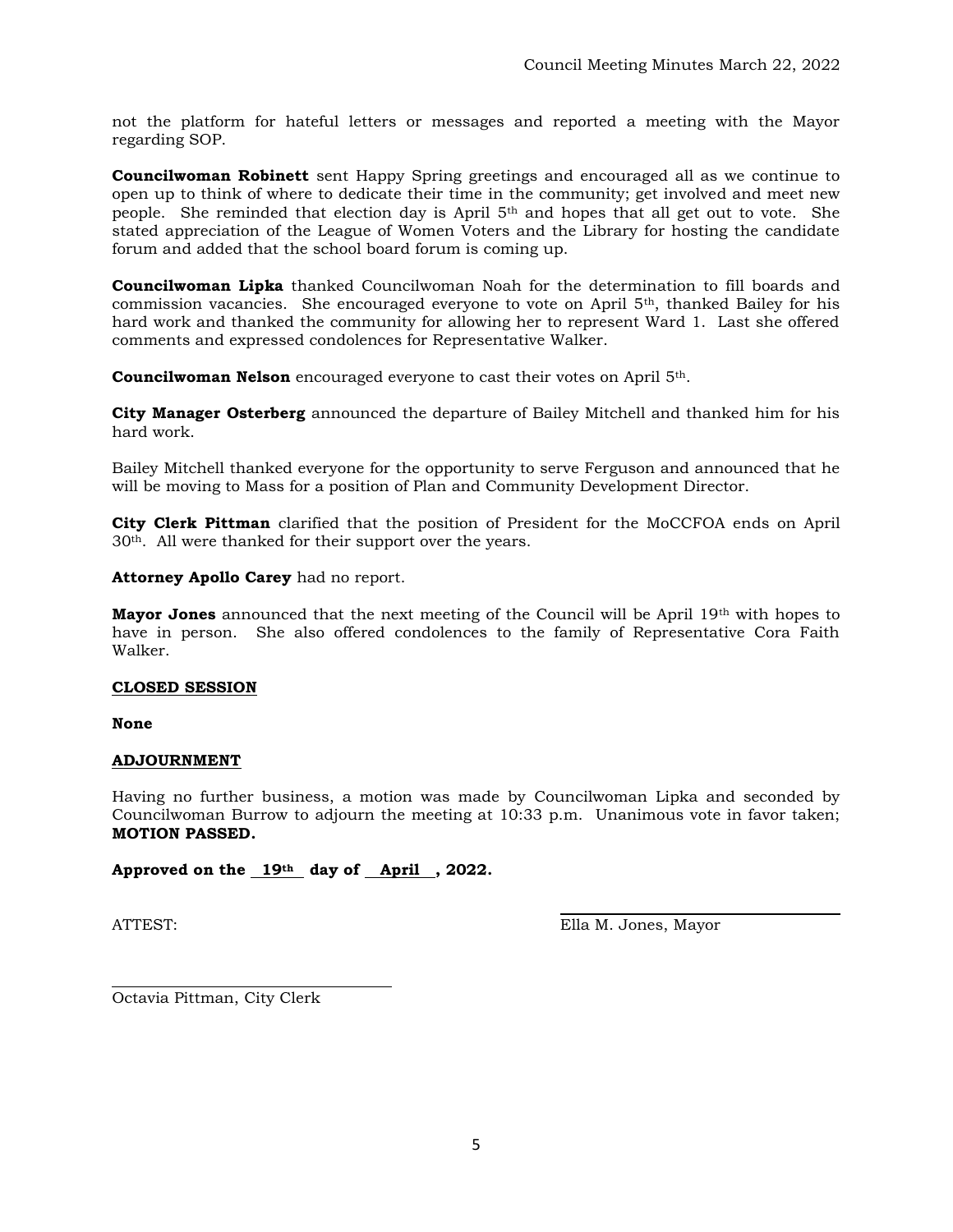not the platform for hateful letters or messages and reported a meeting with the Mayor regarding SOP.

**Councilwoman Robinett** sent Happy Spring greetings and encouraged all as we continue to open up to think of where to dedicate their time in the community; get involved and meet new people. She reminded that election day is April 5th and hopes that all get out to vote. She stated appreciation of the League of Women Voters and the Library for hosting the candidate forum and added that the school board forum is coming up.

**Councilwoman Lipka** thanked Councilwoman Noah for the determination to fill boards and commission vacancies. She encouraged everyone to vote on April 5th, thanked Bailey for his hard work and thanked the community for allowing her to represent Ward 1. Last she offered comments and expressed condolences for Representative Walker.

**Councilwoman Nelson** encouraged everyone to cast their votes on April 5th.

**City Manager Osterberg** announced the departure of Bailey Mitchell and thanked him for his hard work.

Bailey Mitchell thanked everyone for the opportunity to serve Ferguson and announced that he will be moving to Mass for a position of Plan and Community Development Director.

**City Clerk Pittman** clarified that the position of President for the MoCCFOA ends on April 30th. All were thanked for their support over the years.

**Attorney Apollo Carey** had no report.

**Mayor Jones** announced that the next meeting of the Council will be April 19th with hopes to have in person. She also offered condolences to the family of Representative Cora Faith Walker.

## CLOSED SESSION

**None**

## ADJOURNMENT

Having no further business, a motion was made by Councilwoman Lipka and seconded by Councilwoman Burrow to adjourn the meeting at 10:33 p.m. Unanimous vote in favor taken; **MOTION PASSED.**

**Approved on the 19th day of April, 2022.**

ATTEST:

\_\_\_\_\_\_\_\_\_\_\_\_\_\_\_\_\_\_\_\_\_\_\_\_\_\_\_\_\_\_
Ella M. Jones, Mayor

\_\_\_\_\_\_\_\_\_\_\_\_\_\_\_\_\_\_\_\_\_\_\_\_\_\_\_\_\_\_
Octavia Pittman, City Clerk